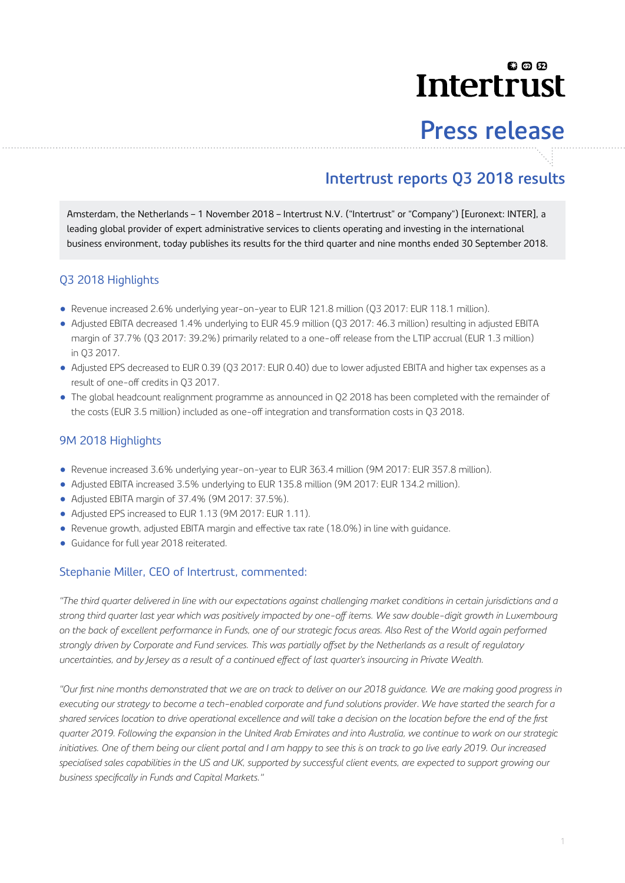# Press release

## Intertrust reports Q3 2018 results

Amsterdam, the Netherlands – 1 November 2018 – Intertrust N.V. ("Intertrust" or "Company") [Euronext: INTER], a leading global provider of expert administrative services to clients operating and investing in the international business environment, today publishes its results for the third quarter and nine months ended 30 September 2018.

### Q3 2018 Highlights

- Revenue increased 2.6% underlying year-on-year to EUR 121.8 million (Q3 2017: EUR 118.1 million).
- Adjusted EBITA decreased 1.4% underlying to EUR 45.9 million (Q3 2017: 46.3 million) resulting in adjusted EBITA margin of 37.7% (Q3 2017: 39.2%) primarily related to a one-off release from the LTIP accrual (EUR 1.3 million) in Q3 2017.
- Adjusted EPS decreased to EUR 0.39 (Q3 2017: EUR 0.40) due to lower adjusted EBITA and higher tax expenses as a result of one-off credits in Q3 2017.
- The global headcount realignment programme as announced in Q2 2018 has been completed with the remainder of the costs (EUR 3.5 million) included as one-off integration and transformation costs in Q3 2018.

### 9M 2018 Highlights

- Revenue increased 3.6% underlying year-on-year to EUR 363.4 million (9M 2017: EUR 357.8 million).
- Adjusted EBITA increased 3.5% underlying to EUR 135.8 million (9M 2017: EUR 134.2 million).
- Adjusted EBITA margin of 37.4% (9M 2017: 37.5%).
- Adjusted EPS increased to EUR 1.13 (9M 2017: EUR 1.11).
- Revenue growth, adjusted EBITA margin and effective tax rate (18.0%) in line with guidance.
- Guidance for full year 2018 reiterated.

### Stephanie Miller, CEO of Intertrust, commented:

*"The third quarter delivered in line with our expectations against challenging market conditions in certain jurisdictions and a strong third quarter last year which was positively impacted by one-off items. We saw double-digit growth in Luxembourg on the back of excellent performance in Funds, one of our strategic focus areas. Also Rest of the World again performed strongly driven by Corporate and Fund services. This was partially offset by the Netherlands as a result of regulatory uncertainties, and by Jersey as a result of a continued effect of last quarter's insourcing in Private Wealth.*

*"Our first nine months demonstrated that we are on track to deliver on our 2018 guidance. We are making good progress in executing our strategy to become a tech-enabled corporate and fund solutions provider. We have started the search for a shared services location to drive operational excellence and will take a decision on the location before the end of the first quarter 2019. Following the expansion in the United Arab Emirates and into Australia, we continue to work on our strategic initiatives. One of them being our client portal and I am happy to see this is on track to go live early 2019. Our increased specialised sales capabilities in the US and UK, supported by successful client events, are expected to support growing our business specifically in Funds and Capital Markets."*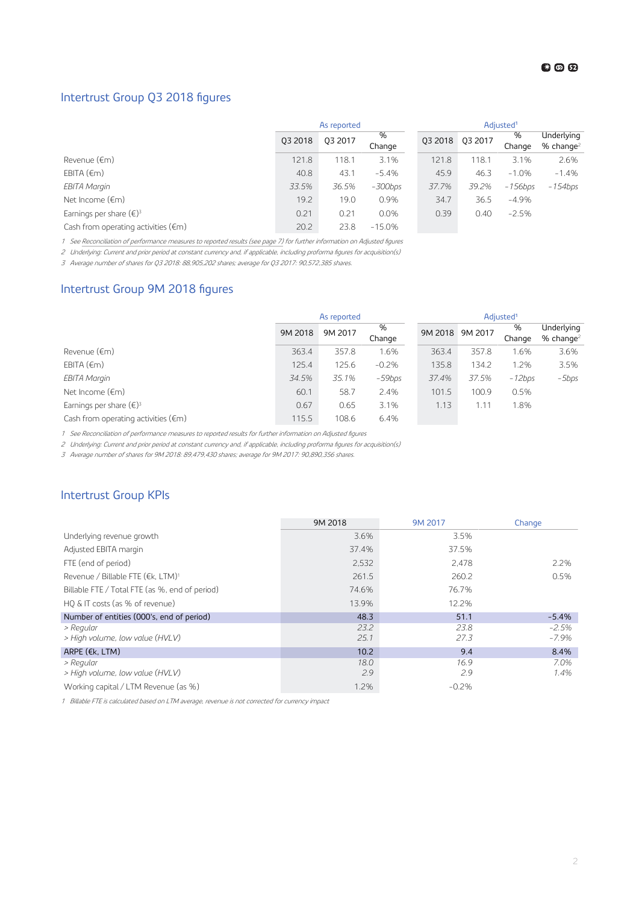## Intertrust Group Q3 2018 figures

| | As reported | | | Adjusted[1] | | | |
|---|---|---|---|---|---|---|---|
| | Q3 2018 | Q3 2017 | % Change | Q3 2018 | Q3 2017 | % Change | Underlying % change[2] |
| Revenue (€m) | 121.8 | 118.1 | 3.1% | 121.8 | 118.1 | 3.1% | 2.6% |
| EBITA (€m) | 40.8 | 43.1 | -5.4% | 45.9 | 46.3 | -1.0% | -1.4% |
| *EBITA Margin* | *33.5%* | *36.5%* | *-300bps* | *37.7%* | *39.2%* | *-156bps* | *-154bps* |
| Net Income (€m) | 19.2 | 19.0 | 0.9% | 34.7 | 36.5 | -4.9% | |
| Earnings per share (€)[3] | 0.21 | 0.21 | 0.0% | 0.39 | 0.40 | -2.5% | |
| Cash from operating activities (€m) | 20.2 | 23.8 | -15.0% | | | | |

*1 See Reconciliation of performance measures to reported results (see page 7) for further information on Adjusted figures*

*2 Underlying: Current and prior period at constant currency and, if applicable, including proforma figures for acquisition(s)*

*3 Average number of shares for Q3 2018: 88,905,202 shares; average for Q3 2017: 90,572,385 shares.*

## Intertrust Group 9M 2018 figures

| | As reported | | | Adjusted[1] | | | |
|---|---|---|---|---|---|---|---|
| | 9M 2018 | 9M 2017 | % Change | 9M 2018 | 9M 2017 | % Change | Underlying % change[2] |
| Revenue (€m) | 363.4 | 357.8 | 1.6% | 363.4 | 357.8 | 1.6% | 3.6% |
| EBITA (€m) | 125.4 | 125.6 | -0.2% | 135.8 | 134.2 | 1.2% | 3.5% |
| *EBITA Margin* | *34.5%* | *35.1%* | *-59bps* | *37.4%* | *37.5%* | *-12bps* | *-5bps* |
| Net Income (€m) | 60.1 | 58.7 | 2.4% | 101.5 | 100.9 | 0.5% | |
| Earnings per share (€)[3] | 0.67 | 0.65 | 3.1% | 1.13 | 1.11 | 1.8% | |
| Cash from operating activities (€m) | 115.5 | 108.6 | 6.4% | | | | |

*1 See Reconciliation of performance measures to reported results for further information on Adjusted figures*

*2 Underlying: Current and prior period at constant currency and, if applicable, including proforma figures for acquisition(s)*

*3 Average number of shares for 9M 2018: 89,479,430 shares; average for 9M 2017: 90,890,356 shares.*

## Intertrust Group KPIs

| | 9M 2018 | 9M 2017 | Change |
|---|---|---|---|
| Underlying revenue growth | 3.6% | 3.5% | |
| Adjusted EBITA margin | 37.4% | 37.5% | |
| FTE (end of period) | 2,532 | 2,478 | 2.2% |
| Revenue / Billable FTE (€k, LTM)[1] | 261.5 | 260.2 | 0.5% |
| Billable FTE / Total FTE (as %, end of period) | 74.6% | 76.7% | |
| HQ & IT costs (as % of revenue) | 13.9% | 12.2% | |
| Number of entities (000's, end of period) | 48.3 | 51.1 | -5.4% |
| *> Regular* | *23.2* | *23.8* | *-2.5%* |
| *> High volume, low value (HVLV)* | *25.1* | *27.3* | *-7.9%* |
| ARPE (€k, LTM) | 10.2 | 9.4 | 8.4% |
| *> Regular* | *18.0* | *16.9* | *7.0%* |
| *> High volume, low value (HVLV)* | *2.9* | *2.9* | *1.4%* |
| Working capital / LTM Revenue (as %) | 1.2% | -0.2% | |

*1 Billable FTE is calculated based on LTM average, revenue is not corrected for currency impact*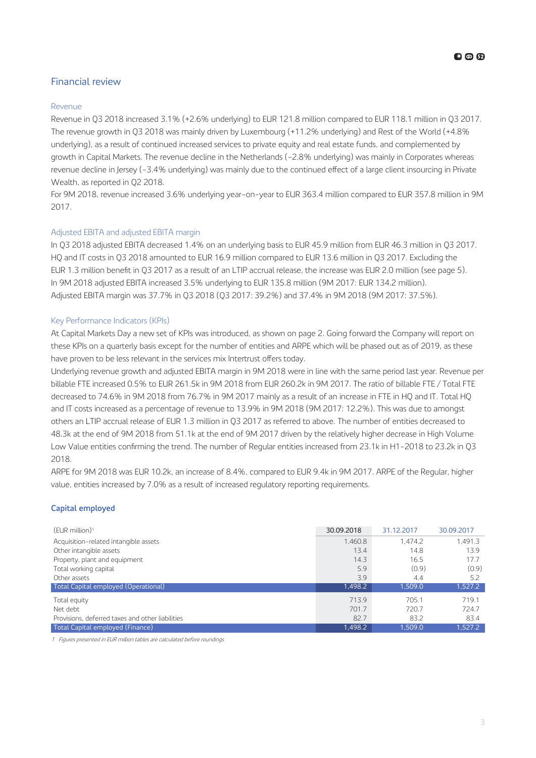## Financial review

### Revenue

Revenue in Q3 2018 increased 3.1% (+2.6% underlying) to EUR 121.8 million compared to EUR 118.1 million in Q3 2017. The revenue growth in Q3 2018 was mainly driven by Luxembourg (+11.2% underlying) and Rest of the World (+4.8% underlying), as a result of continued increased services to private equity and real estate funds, and complemented by growth in Capital Markets. The revenue decline in the Netherlands (-2.8% underlying) was mainly in Corporates whereas revenue decline in Jersey (-3.4% underlying) was mainly due to the continued effect of a large client insourcing in Private Wealth, as reported in Q2 2018.

For 9M 2018, revenue increased 3.6% underlying year-on-year to EUR 363.4 million compared to EUR 357.8 million in 9M 2017.

### Adjusted EBITA and adjusted EBITA margin

In Q3 2018 adjusted EBITA decreased 1.4% on an underlying basis to EUR 45.9 million from EUR 46.3 million in Q3 2017. HQ and IT costs in Q3 2018 amounted to EUR 16.9 million compared to EUR 13.6 million in Q3 2017. Excluding the EUR 1.3 million benefit in Q3 2017 as a result of an LTIP accrual release, the increase was EUR 2.0 million (see page 5).

In 9M 2018 adjusted EBITA increased 3.5% underlying to EUR 135.8 million (9M 2017: EUR 134.2 million).

Adjusted EBITA margin was 37.7% in Q3 2018 (Q3 2017: 39.2%) and 37.4% in 9M 2018 (9M 2017: 37.5%).

### Key Performance Indicators (KPIs)

At Capital Markets Day a new set of KPIs was introduced, as shown on page 2. Going forward the Company will report on these KPIs on a quarterly basis except for the number of entities and ARPE which will be phased out as of 2019, as these have proven to be less relevant in the services mix Intertrust offers today.

Underlying revenue growth and adjusted EBITA margin in 9M 2018 were in line with the same period last year. Revenue per billable FTE increased 0.5% to EUR 261.5k in 9M 2018 from EUR 260.2k in 9M 2017. The ratio of billable FTE / Total FTE decreased to 74.6% in 9M 2018 from 76.7% in 9M 2017 mainly as a result of an increase in FTE in HQ and IT. Total HQ and IT costs increased as a percentage of revenue to 13.9% in 9M 2018 (9M 2017: 12.2%). This was due to amongst others an LTIP accrual release of EUR 1.3 million in Q3 2017 as referred to above. The number of entities decreased to 48.3k at the end of 9M 2018 from 51.1k at the end of 9M 2017 driven by the relatively higher decrease in High Volume Low Value entities confirming the trend. The number of Regular entities increased from 23.1k in H1-2018 to 23.2k in Q3 2018.

ARPE for 9M 2018 was EUR 10.2k, an increase of 8.4%, compared to EUR 9.4k in 9M 2017. ARPE of the Regular, higher value, entities increased by 7.0% as a result of increased regulatory reporting requirements.

### Capital employed

| (EUR million)[1] | 30.09.2018 | 31.12.2017 | 30.09.2017 |
|---|---|---|---|
| Acquisition-related intangible assets | 1,460.8 | 1,474.2 | 1,491.3 |
| Other intangible assets | 13.4 | 14.8 | 13.9 |
| Property, plant and equipment | 14.3 | 16.5 | 17.7 |
| Total working capital | 5.9 | (0.9) | (0.9) |
| Other assets | 3.9 | 4.4 | 5.2 |
| **Total Capital employed (Operational)** | **1,498.2** | **1,509.0** | **1,527.2** |
| Total equity | 713.9 | 705.1 | 719.1 |
| Net debt | 701.7 | 720.7 | 724.7 |
| Provisions, deferred taxes and other liabilities | 82.7 | 83.2 | 83.4 |
| **Total Capital employed (Finance)** | **1,498.2** | **1,509.0** | **1,527.2** |

*1 Figures presented in EUR million tables are calculated before roundings*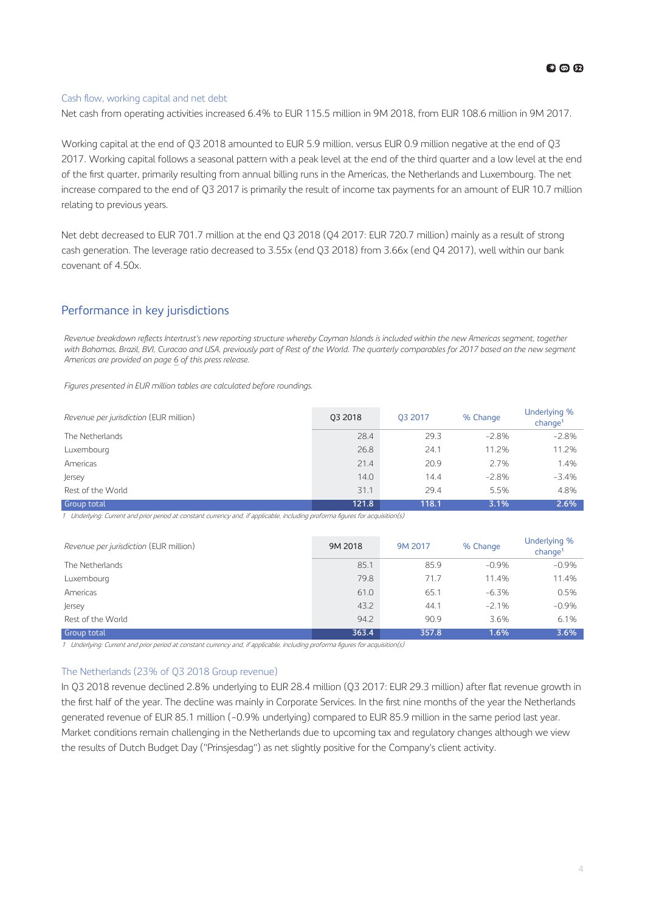### Cash flow, working capital and net debt

Net cash from operating activities increased 6.4% to EUR 115.5 million in 9M 2018, from EUR 108.6 million in 9M 2017.

Working capital at the end of Q3 2018 amounted to EUR 5.9 million, versus EUR 0.9 million negative at the end of Q3 2017. Working capital follows a seasonal pattern with a peak level at the end of the third quarter and a low level at the end of the first quarter, primarily resulting from annual billing runs in the Americas, the Netherlands and Luxembourg. The net increase compared to the end of Q3 2017 is primarily the result of income tax payments for an amount of EUR 10.7 million relating to previous years.

Net debt decreased to EUR 701.7 million at the end Q3 2018 (Q4 2017: EUR 720.7 million) mainly as a result of strong cash generation. The leverage ratio decreased to 3.55x (end Q3 2018) from 3.66x (end Q4 2017), well within our bank covenant of 4.50x.

## Performance in key jurisdictions

*Revenue breakdown reflects Intertrust's new reporting structure whereby Cayman Islands is included within the new Americas segment, together with Bahamas, Brazil, BVI, Curacao and USA, previously part of Rest of the World. The quarterly comparables for 2017 based on the new segment Americas are provided on page 6 of this press release.*

*Figures presented in EUR million tables are calculated before roundings.*

| *Revenue per jurisdiction* (EUR million) | Q3 2018 | Q3 2017 | % Change | Underlying % change[1] |
|---|---|---|---|---|
| The Netherlands | 28.4 | 29.3 | -2.8% | -2.8% |
| Luxembourg | 26.8 | 24.1 | 11.2% | 11.2% |
| Americas | 21.4 | 20.9 | 2.7% | 1.4% |
| Jersey | 14.0 | 14.4 | -2.8% | -3.4% |
| Rest of the World | 31.1 | 29.4 | 5.5% | 4.8% |
| **Group total** | **121.8** | **118.1** | **3.1%** | **2.6%** |

*1 Underlying: Current and prior period at constant currency and, if applicable, including proforma figures for acquisition(s)*

| *Revenue per jurisdiction* (EUR million) | 9M 2018 | 9M 2017 | % Change | Underlying % change[1] |
|---|---|---|---|---|
| The Netherlands | 85.1 | 85.9 | -0.9% | -0.9% |
| Luxembourg | 79.8 | 71.7 | 11.4% | 11.4% |
| Americas | 61.0 | 65.1 | -6.3% | 0.5% |
| Jersey | 43.2 | 44.1 | -2.1% | -0.9% |
| Rest of the World | 94.2 | 90.9 | 3.6% | 6.1% |
| **Group total** | **363.4** | **357.8** | **1.6%** | **3.6%** |

*1 Underlying: Current and prior period at constant currency and, if applicable, including proforma figures for acquisition(s)*

### The Netherlands (23% of Q3 2018 Group revenue)

In Q3 2018 revenue declined 2.8% underlying to EUR 28.4 million (Q3 2017: EUR 29.3 million) after flat revenue growth in the first half of the year. The decline was mainly in Corporate Services. In the first nine months of the year the Netherlands generated revenue of EUR 85.1 million (-0.9% underlying) compared to EUR 85.9 million in the same period last year. Market conditions remain challenging in the Netherlands due to upcoming tax and regulatory changes although we view the results of Dutch Budget Day ("Prinsjesdag") as net slightly positive for the Company's client activity.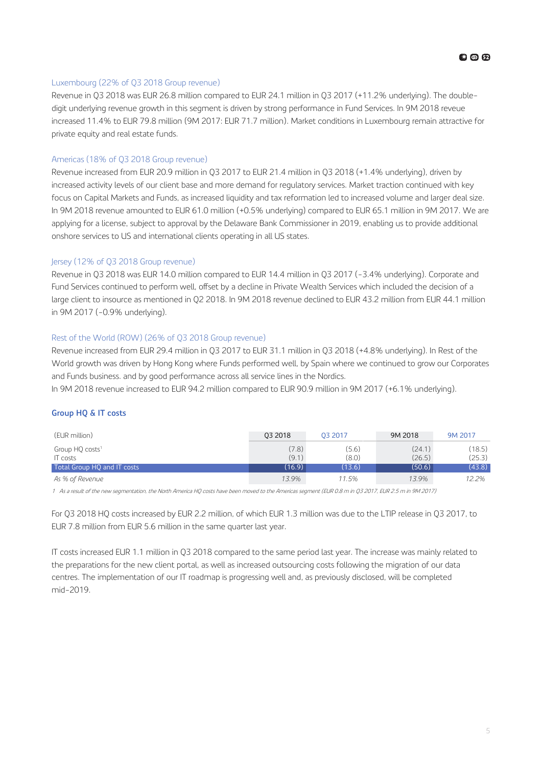### Luxembourg (22% of Q3 2018 Group revenue)

Revenue in Q3 2018 was EUR 26.8 million compared to EUR 24.1 million in Q3 2017 (+11.2% underlying). The double-digit underlying revenue growth in this segment is driven by strong performance in Fund Services. In 9M 2018 reveue increased 11.4% to EUR 79.8 million (9M 2017: EUR 71.7 million). Market conditions in Luxembourg remain attractive for private equity and real estate funds.

### Americas (18% of Q3 2018 Group revenue)

Revenue increased from EUR 20.9 million in Q3 2017 to EUR 21.4 million in Q3 2018 (+1.4% underlying), driven by increased activity levels of our client base and more demand for regulatory services. Market traction continued with key focus on Capital Markets and Funds, as increased liquidity and tax reformation led to increased volume and larger deal size. In 9M 2018 revenue amounted to EUR 61.0 million (+0.5% underlying) compared to EUR 65.1 million in 9M 2017. We are applying for a license, subject to approval by the Delaware Bank Commissioner in 2019, enabling us to provide additional onshore services to US and international clients operating in all US states.

### Jersey (12% of Q3 2018 Group revenue)

Revenue in Q3 2018 was EUR 14.0 million compared to EUR 14.4 million in Q3 2017 (-3.4% underlying). Corporate and Fund Services continued to perform well, offset by a decline in Private Wealth Services which included the decision of a large client to insource as mentioned in Q2 2018. In 9M 2018 revenue declined to EUR 43.2 million from EUR 44.1 million in 9M 2017 (-0.9% underlying).

### Rest of the World (ROW) (26% of Q3 2018 Group revenue)

Revenue increased from EUR 29.4 million in Q3 2017 to EUR 31.1 million in Q3 2018 (+4.8% underlying). In Rest of the World growth was driven by Hong Kong where Funds performed well, by Spain where we continued to grow our Corporates and Funds business. and by good performance across all service lines in the Nordics.

In 9M 2018 revenue increased to EUR 94.2 million compared to EUR 90.9 million in 9M 2017 (+6.1% underlying).

## Group HQ & IT costs

| (EUR million) | Q3 2018 | Q3 2017 | 9M 2018 | 9M 2017 |
|---|---|---|---|---|
| Group HQ costs[1] | (7.8) | (5.6) | (24.1) | (18.5) |
| IT costs | (9.1) | (8.0) | (26.5) | (25.3) |
| **Total Group HQ and IT costs** | **(16.9)** | **(13.6)** | **(50.6)** | **(43.8)** |
| *As % of Revenue* | *13.9%* | *11.5%* | *13.9%* | *12.2%* |

*1 As a result of the new segmentation, the North America HQ costs have been moved to the Americas segment (EUR 0.8 m in Q3 2017, EUR 2.5 m in 9M 2017)*

For Q3 2018 HQ costs increased by EUR 2.2 million, of which EUR 1.3 million was due to the LTIP release in Q3 2017, to EUR 7.8 million from EUR 5.6 million in the same quarter last year.

IT costs increased EUR 1.1 million in Q3 2018 compared to the same period last year. The increase was mainly related to the preparations for the new client portal, as well as increased outsourcing costs following the migration of our data centres. The implementation of our IT roadmap is progressing well and, as previously disclosed, will be completed mid-2019.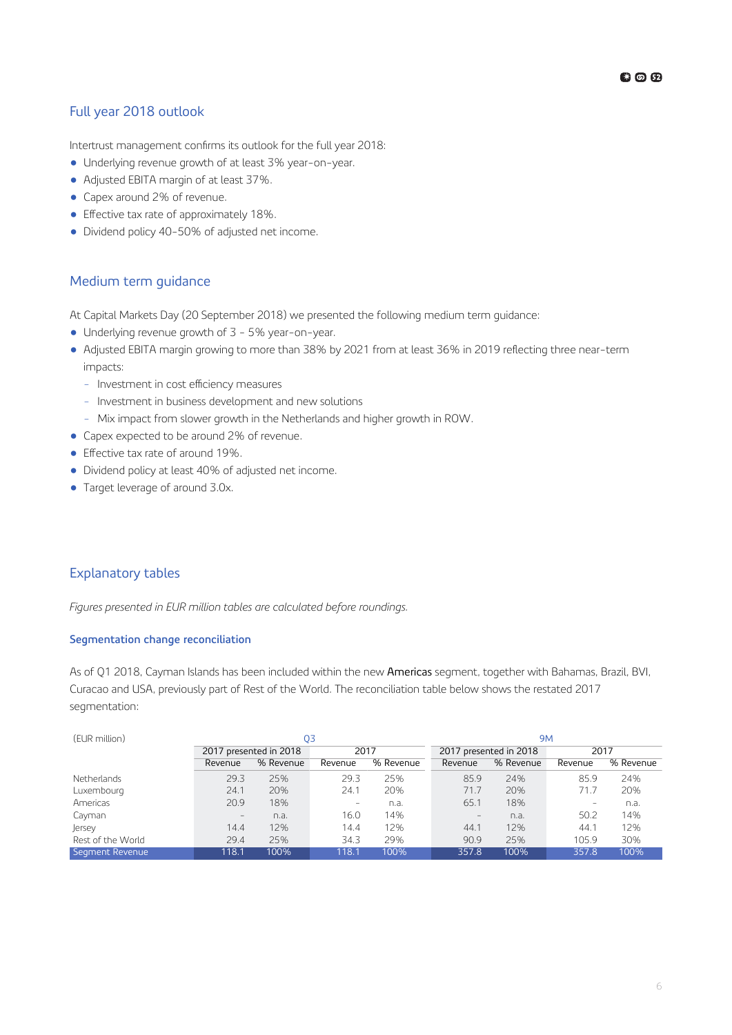## Full year 2018 outlook

Intertrust management confirms its outlook for the full year 2018:

- Underlying revenue growth of at least 3% year-on-year.
- Adjusted EBITA margin of at least 37%.
- Capex around 2% of revenue.
- Effective tax rate of approximately 18%.
- Dividend policy 40-50% of adjusted net income.

## Medium term guidance

At Capital Markets Day (20 September 2018) we presented the following medium term guidance:

- Underlying revenue growth of 3 - 5% year-on-year.
- Adjusted EBITA margin growing to more than 38% by 2021 from at least 36% in 2019 reflecting three near-term impacts:
  - Investment in cost efficiency measures
  - Investment in business development and new solutions
  - Mix impact from slower growth in the Netherlands and higher growth in ROW.
- Capex expected to be around 2% of revenue.
- Effective tax rate of around 19%.
- Dividend policy at least 40% of adjusted net income.
- Target leverage of around 3.0x.

## Explanatory tables

*Figures presented in EUR million tables are calculated before roundings.*

### Segmentation change reconciliation

As of Q1 2018, Cayman Islands has been included within the new **Americas** segment, together with Bahamas, Brazil, BVI, Curacao and USA, previously part of Rest of the World. The reconciliation table below shows the restated 2017 segmentation:

| (EUR million) | Q3 | | | | 9M | | | |
|---|---|---|---|---|---|---|---|---|
| | 2017 presented in 2018 | | 2017 | | 2017 presented in 2018 | | 2017 | |
| | Revenue | % Revenue | Revenue | % Revenue | Revenue | % Revenue | Revenue | % Revenue |
| Netherlands | 29.3 | 25% | 29.3 | 25% | 85.9 | 24% | 85.9 | 24% |
| Luxembourg | 24.1 | 20% | 24.1 | 20% | 71.7 | 20% | 71.7 | 20% |
| Americas | 20.9 | 18% | - | n.a. | 65.1 | 18% | - | n.a. |
| Cayman | - | n.a. | 16.0 | 14% | - | n.a. | 50.2 | 14% |
| Jersey | 14.4 | 12% | 14.4 | 12% | 44.1 | 12% | 44.1 | 12% |
| Rest of the World | 29.4 | 25% | 34.3 | 29% | 90.9 | 25% | 105.9 | 30% |
| Segment Revenue | 118.1 | 100% | 118.1 | 100% | 357.8 | 100% | 357.8 | 100% |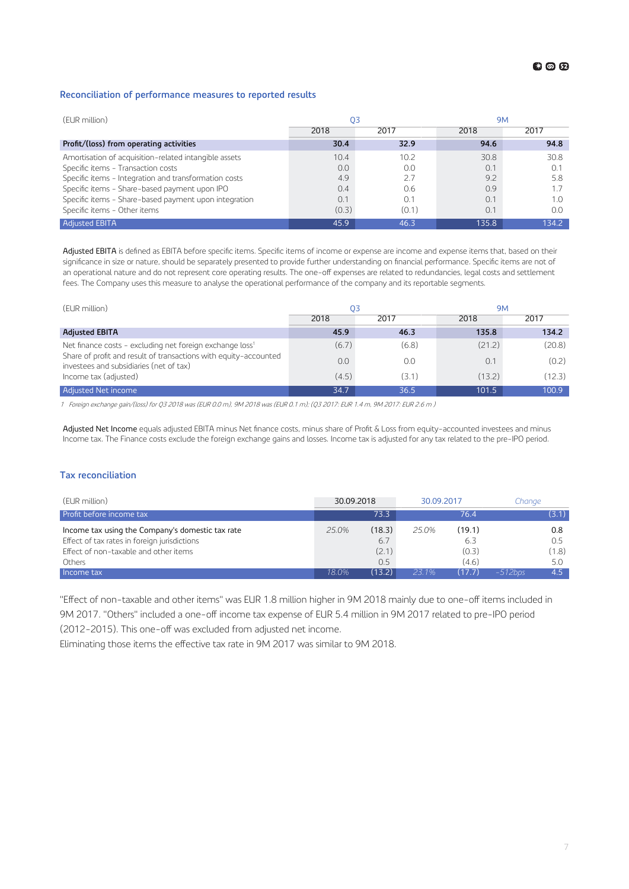## Reconciliation of performance measures to reported results

| (EUR million) | Q3 | | 9M | |
|---|---|---|---|---|
| | 2018 | 2017 | 2018 | 2017 |
| **Profit/(loss) from operating activities** | **30.4** | **32.9** | **94.6** | **94.8** |
| Amortisation of acquisition-related intangible assets | 10.4 | 10.2 | 30.8 | 30.8 |
| Specific items - Transaction costs | 0.0 | 0.0 | 0.1 | 0.1 |
| Specific items - Integration and transformation costs | 4.9 | 2.7 | 9.2 | 5.8 |
| Specific items - Share-based payment upon IPO | 0.4 | 0.6 | 0.9 | 1.7 |
| Specific items - Share-based payment upon integration | 0.1 | 0.1 | 0.1 | 1.0 |
| Specific items - Other items | (0.3) | (0.1) | 0.1 | 0.0 |
| Adjusted EBITA | 45.9 | 46.3 | 135.8 | 134.2 |

Adjusted EBITA is defined as EBITA before specific items. Specific items of income or expense are income and expense items that, based on their significance in size or nature, should be separately presented to provide further understanding on financial performance. Specific items are not of an operational nature and do not represent core operating results. The one-off expenses are related to redundancies, legal costs and settlement fees. The Company uses this measure to analyse the operational performance of the company and its reportable segments.

| (EUR million) | Q3 | | 9M | |
|---|---|---|---|---|
| | 2018 | 2017 | 2018 | 2017 |
| **Adjusted EBITA** | **45.9** | **46.3** | **135.8** | **134.2** |
| Net finance costs - excluding net foreign exchange loss[1] | (6.7) | (6.8) | (21.2) | (20.8) |
| Share of profit and result of transactions with equity-accounted investees and subsidiaries (net of tax) | 0.0 | 0.0 | 0.1 | (0.2) |
| Income tax (adjusted) | (4.5) | (3.1) | (13.2) | (12.3) |
| Adjusted Net income | 34.7 | 36.5 | 101.5 | 100.9 |

*1 Foreign exchange gain/(loss) for Q3 2018 was (EUR 0.0 m), 9M 2018 was (EUR 0.1 m); (Q3 2017: EUR 1.4 m, 9M 2017: EUR 2.6 m )*

Adjusted Net Income equals adjusted EBITA minus Net finance costs, minus share of Profit & Loss from equity-accounted investees and minus Income tax. The Finance costs exclude the foreign exchange gains and losses. Income tax is adjusted for any tax related to the pre-IPO period.

## Tax reconciliation

| (EUR million) | 30.09.2018 | | 30.09.2017 | | *Change* | |
|---|---|---|---|---|---|---|
| Profit before income tax | | 73.3 | | 76.4 | | (3.1) |
| Income tax using the Company's domestic tax rate | *25.0%* | (18.3) | *25.0%* | (19.1) | | 0.8 |
| Effect of tax rates in foreign jurisdictions | | 6.7 | | 6.3 | | 0.5 |
| Effect of non-taxable and other items | | (2.1) | | (0.3) | | (1.8) |
| Others | | 0.5 | | (4.6) | | 5.0 |
| Income tax | *18.0%* | (13.2) | *23.1%* | (17.7) | *-512bps* | 4.5 |

"Effect of non-taxable and other items" was EUR 1.8 million higher in 9M 2018 mainly due to one-off items included in 9M 2017. "Others" included a one-off income tax expense of EUR 5.4 million in 9M 2017 related to pre-IPO period (2012-2015). This one-off was excluded from adjusted net income.
Eliminating those items the effective tax rate in 9M 2017 was similar to 9M 2018.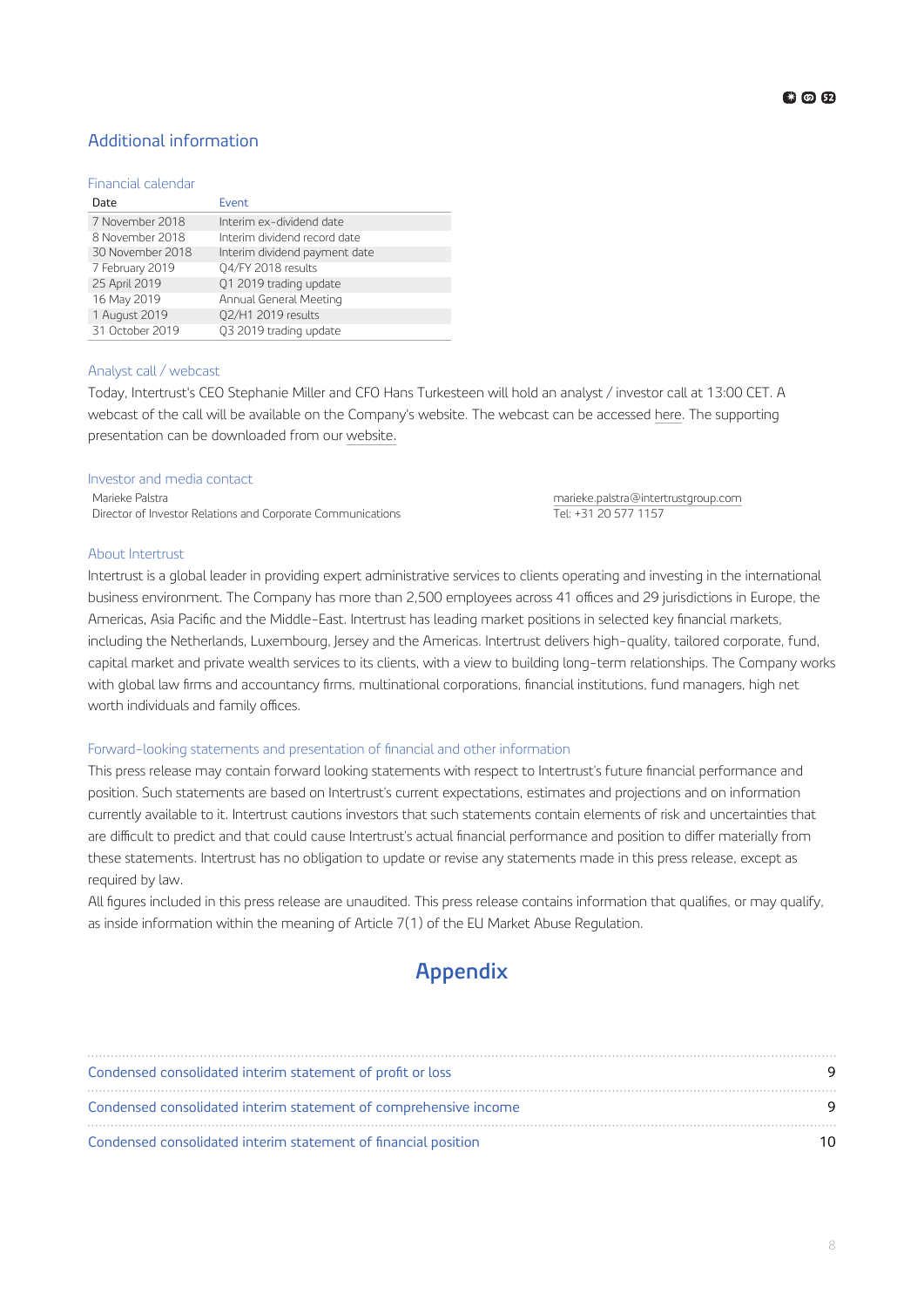## Additional information

### Financial calendar

| Date | Event |
|---|---|
| 7 November 2018 | Interim ex-dividend date |
| 8 November 2018 | Interim dividend record date |
| 30 November 2018 | Interim dividend payment date |
| 7 February 2019 | Q4/FY 2018 results |
| 25 April 2019 | Q1 2019 trading update |
| 16 May 2019 | Annual General Meeting |
| 1 August 2019 | Q2/H1 2019 results |
| 31 October 2019 | Q3 2019 trading update |

### Analyst call / webcast

Today, Intertrust's CEO Stephanie Miller and CFO Hans Turkesteen will hold an analyst / investor call at 13:00 CET. A webcast of the call will be available on the Company's website. The webcast can be accessed here. The supporting presentation can be downloaded from our website.

### Investor and media contact

Marieke Palstra
Director of Investor Relations and Corporate Communications

marieke.palstra@intertrustgroup.com
Tel: +31 20 577 1157

### About Intertrust

Intertrust is a global leader in providing expert administrative services to clients operating and investing in the international business environment. The Company has more than 2,500 employees across 41 offices and 29 jurisdictions in Europe, the Americas, Asia Pacific and the Middle-East. Intertrust has leading market positions in selected key financial markets, including the Netherlands, Luxembourg, Jersey and the Americas. Intertrust delivers high-quality, tailored corporate, fund, capital market and private wealth services to its clients, with a view to building long-term relationships. The Company works with global law firms and accountancy firms, multinational corporations, financial institutions, fund managers, high net worth individuals and family offices.

### Forward-looking statements and presentation of financial and other information

This press release may contain forward looking statements with respect to Intertrust's future financial performance and position. Such statements are based on Intertrust's current expectations, estimates and projections and on information currently available to it. Intertrust cautions investors that such statements contain elements of risk and uncertainties that are difficult to predict and that could cause Intertrust's actual financial performance and position to differ materially from these statements. Intertrust has no obligation to update or revise any statements made in this press release, except as required by law.

All figures included in this press release are unaudited. This press release contains information that qualifies, or may qualify, as inside information within the meaning of Article 7(1) of the EU Market Abuse Regulation.

# Appendix

| | |
|---|---|
| Condensed consolidated interim statement of profit or loss | 9 |
| Condensed consolidated interim statement of comprehensive income | 9 |
| Condensed consolidated interim statement of financial position | 10 |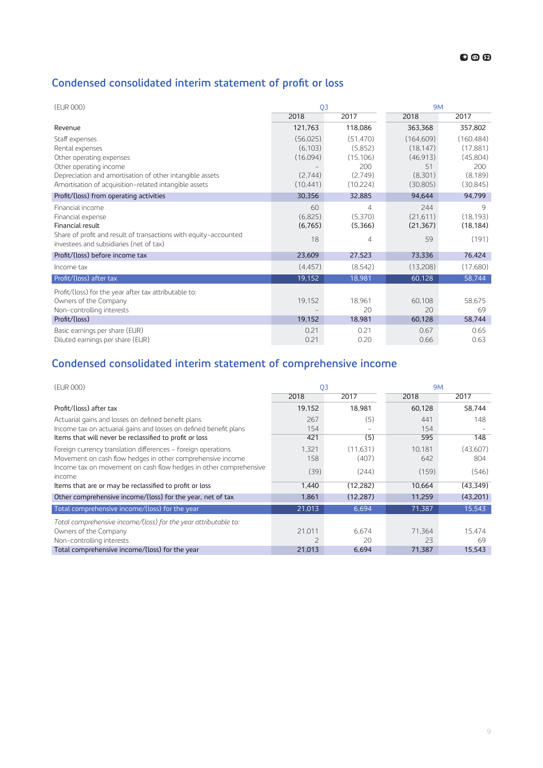## Condensed consolidated interim statement of profit or loss

| (EUR 000) | Q3 | | 9M | |
|---|---|---|---|---|
| | 2018 | 2017 | 2018 | 2017 |
| Revenue | 121,763 | 118,086 | 363,368 | 357,802 |
| Staff expenses | (56,025) | (51,470) | (164,609) | (160,484) |
| Rental expenses | (6,103) | (5,852) | (18,147) | (17,881) |
| Other operating expenses | (16,094) | (15,106) | (46,913) | (45,804) |
| Other operating income | – | 200 | 51 | 200 |
| Depreciation and amortisation of other intangible assets | (2,744) | (2,749) | (8,301) | (8,189) |
| Amortisation of acquisition-related intangible assets | (10,441) | (10,224) | (30,805) | (30,845) |
| Profit/(loss) from operating activities | 30,356 | 32,885 | 94,644 | 94,799 |
| Financial income | 60 | 4 | 244 | 9 |
| Financial expense | (6,825) | (5,370) | (21,611) | (18,193) |
| Financial result | (6,765) | (5,366) | (21,367) | (18,184) |
| Share of profit and result of transactions with equity-accounted investees and subsidiaries (net of tax) | 18 | 4 | 59 | (191) |
| Profit/(loss) before income tax | 23,609 | 27,523 | 73,336 | 76,424 |
| Income tax | (4,457) | (8,542) | (13,208) | (17,680) |
| Profit/(loss) after tax | 19,152 | 18,981 | 60,128 | 58,744 |
| Profit/(loss) for the year after tax attributable to: | | | | |
| Owners of the Company | 19,152 | 18,961 | 60,108 | 58,675 |
| Non-controlling interests | – | 20 | 20 | 69 |
| Profit/(loss) | 19,152 | 18,981 | 60,128 | 58,744 |
| Basic earnings per share (EUR) | 0.21 | 0.21 | 0.67 | 0.65 |
| Diluted earnings per share (EUR) | 0.21 | 0.20 | 0.66 | 0.63 |

## Condensed consolidated interim statement of comprehensive income

| (EUR 000) | Q3 | | 9M | |
|---|---|---|---|---|
| | 2018 | 2017 | 2018 | 2017 |
| Profit/(loss) after tax | 19,152 | 18,981 | 60,128 | 58,744 |
| Actuarial gains and losses on defined benefit plans | 267 | (5) | 441 | 148 |
| Income tax on actuarial gains and losses on defined benefit plans | 154 | – | 154 | – |
| Items that will never be reclassified to profit or loss | 421 | (5) | 595 | 148 |
| Foreign currency translation differences – foreign operations | 1,321 | (11,631) | 10,181 | (43,607) |
| Movement on cash flow hedges in other comprehensive income | 158 | (407) | 642 | 804 |
| Income tax on movement on cash flow hedges in other comprehensive income | (39) | (244) | (159) | (546) |
| Items that are or may be reclassified to profit or loss | 1,440 | (12,282) | 10,664 | (43,349) |
| Other comprehensive income/(loss) for the year, net of tax | 1,861 | (12,287) | 11,259 | (43,201) |
| Total comprehensive income/(loss) for the year | 21,013 | 6,694 | 71,387 | 15,543 |
| *Total comprehensive income/(loss) for the year attributable to:* | | | | |
| Owners of the Company | 21,011 | 6,674 | 71,364 | 15,474 |
| Non-controlling interests | 2 | 20 | 23 | 69 |
| Total comprehensive income/(loss) for the year | 21,013 | 6,694 | 71,387 | 15,543 |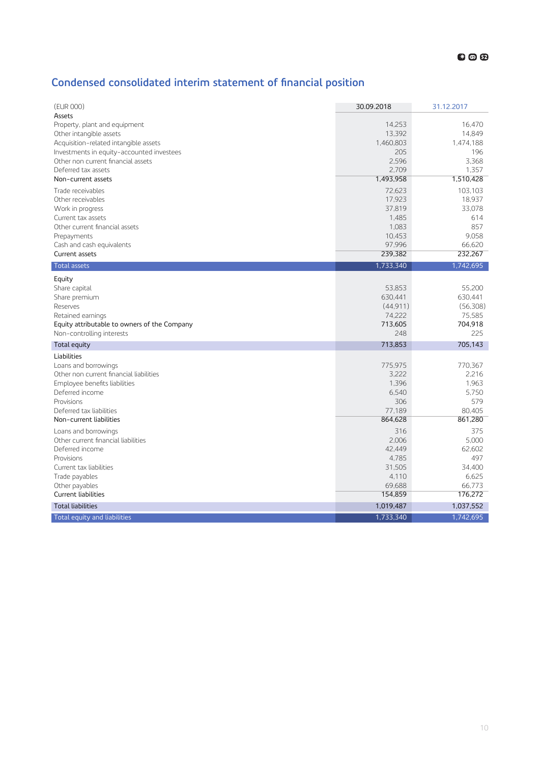## Condensed consolidated interim statement of financial position

| (EUR 000) | 30.09.2018 | 31.12.2017 |
|---|---|---|
| Assets | | |
| Property, plant and equipment | 14,253 | 16,470 |
| Other intangible assets | 13,392 | 14,849 |
| Acquisition-related intangible assets | 1,460,803 | 1,474,188 |
| Investments in equity-accounted investees | 205 | 196 |
| Other non current financial assets | 2,596 | 3,368 |
| Deferred tax assets | 2,709 | 1,357 |
| Non-current assets | 1,493,958 | 1,510,428 |
| Trade receivables | 72,623 | 103,103 |
| Other receivables | 17,923 | 18,937 |
| Work in progress | 37,819 | 33,078 |
| Current tax assets | 1,485 | 614 |
| Other current financial assets | 1,083 | 857 |
| Prepayments | 10,453 | 9,058 |
| Cash and cash equivalents | 97,996 | 66,620 |
| Current assets | 239,382 | 232,267 |
| Total assets | 1,733,340 | 1,742,695 |
| Equity | | |
| Share capital | 53,853 | 55,200 |
| Share premium | 630,441 | 630,441 |
| Reserves | (44,911) | (56,308) |
| Retained earnings | 74,222 | 75,585 |
| Equity attributable to owners of the Company | 713,605 | 704,918 |
| Non-controlling interests | 248 | 225 |
| Total equity | 713,853 | 705,143 |
| Liabilities | | |
| Loans and borrowings | 775,975 | 770,367 |
| Other non current financial liabilities | 3,222 | 2,216 |
| Employee benefits liabilities | 1,396 | 1,963 |
| Deferred income | 6,540 | 5,750 |
| Provisions | 306 | 579 |
| Deferred tax liabilities | 77,189 | 80,405 |
| Non-current liabilities | 864,628 | 861,280 |
| Loans and borrowings | 316 | 375 |
| Other current financial liabilities | 2,006 | 5,000 |
| Deferred income | 42,449 | 62,602 |
| Provisions | 4,785 | 497 |
| Current tax liabilities | 31,505 | 34,400 |
| Trade payables | 4,110 | 6,625 |
| Other payables | 69,688 | 66,773 |
| Current liabilities | 154,859 | 176,272 |
| Total liabilities | 1,019,487 | 1,037,552 |
| Total equity and liabilities | 1,733,340 | 1,742,695 |